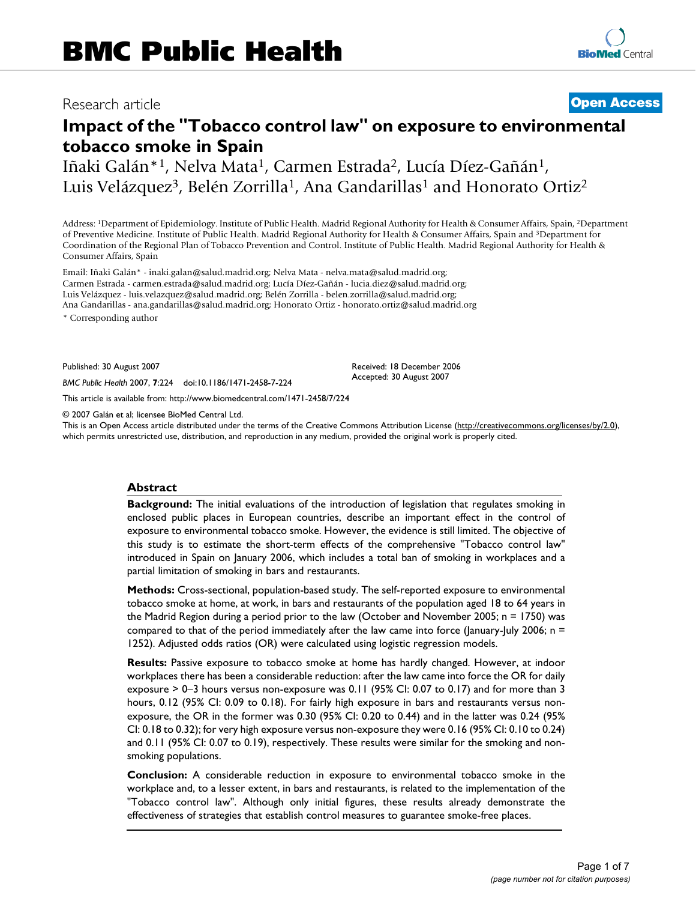# BMC Public Health

Research article

**Open Access**

# Impact of the "Tobacco control law" on exposure to environmental tobacco smoke in Spain

Iñaki Galán*[1], Nelva Mata[1], Carmen Estrada[2], Lucía Díez-Gañán[1], Luis Velázquez[3], Belén Zorrilla[1], Ana Gandarillas[1] and Honorato Ortiz[2]

Address: [1]Department of Epidemiology. Institute of Public Health. Madrid Regional Authority for Health & Consumer Affairs, Spain, [2]Department of Preventive Medicine. Institute of Public Health. Madrid Regional Authority for Health & Consumer Affairs, Spain and [3]Department for Coordination of the Regional Plan of Tobacco Prevention and Control. Institute of Public Health. Madrid Regional Authority for Health & Consumer Affairs, Spain

Email: Iñaki Galán* - inaki.galan@salud.madrid.org; Nelva Mata - nelva.mata@salud.madrid.org; Carmen Estrada - carmen.estrada@salud.madrid.org; Lucía Díez-Gañán - lucia.diez@salud.madrid.org; Luis Velázquez - luis.velazquez@salud.madrid.org; Belén Zorrilla - belen.zorrilla@salud.madrid.org; Ana Gandarillas - ana.gandarillas@salud.madrid.org; Honorato Ortiz - honorato.ortiz@salud.madrid.org

\* Corresponding author

Published: 30 August 2007

*BMC Public Health* 2007, **7**:224 doi:10.1186/1471-2458-7-224

Received: 18 December 2006

Accepted: 30 August 2007

This article is available from: http://www.biomedcentral.com/1471-2458/7/224

© 2007 Galán et al; licensee BioMed Central Ltd.

This is an Open Access article distributed under the terms of the Creative Commons Attribution License (http://creativecommons.org/licenses/by/2.0), which permits unrestricted use, distribution, and reproduction in any medium, provided the original work is properly cited.

## Abstract

**Background:** The initial evaluations of the introduction of legislation that regulates smoking in enclosed public places in European countries, describe an important effect in the control of exposure to environmental tobacco smoke. However, the evidence is still limited. The objective of this study is to estimate the short-term effects of the comprehensive "Tobacco control law" introduced in Spain on January 2006, which includes a total ban of smoking in workplaces and a partial limitation of smoking in bars and restaurants.

**Methods:** Cross-sectional, population-based study. The self-reported exposure to environmental tobacco smoke at home, at work, in bars and restaurants of the population aged 18 to 64 years in the Madrid Region during a period prior to the law (October and November 2005; n = 1750) was compared to that of the period immediately after the law came into force (January-July 2006; n = 1252). Adjusted odds ratios (OR) were calculated using logistic regression models.

**Results:** Passive exposure to tobacco smoke at home has hardly changed. However, at indoor workplaces there has been a considerable reduction: after the law came into force the OR for daily exposure > 0–3 hours versus non-exposure was 0.11 (95% CI: 0.07 to 0.17) and for more than 3 hours, 0.12 (95% CI: 0.09 to 0.18). For fairly high exposure in bars and restaurants versus non-exposure, the OR in the former was 0.30 (95% CI: 0.20 to 0.44) and in the latter was 0.24 (95% CI: 0.18 to 0.32); for very high exposure versus non-exposure they were 0.16 (95% CI: 0.10 to 0.24) and 0.11 (95% CI: 0.07 to 0.19), respectively. These results were similar for the smoking and non-smoking populations.

**Conclusion:** A considerable reduction in exposure to environmental tobacco smoke in the workplace and, to a lesser extent, in bars and restaurants, is related to the implementation of the "Tobacco control law". Although only initial figures, these results already demonstrate the effectiveness of strategies that establish control measures to guarantee smoke-free places.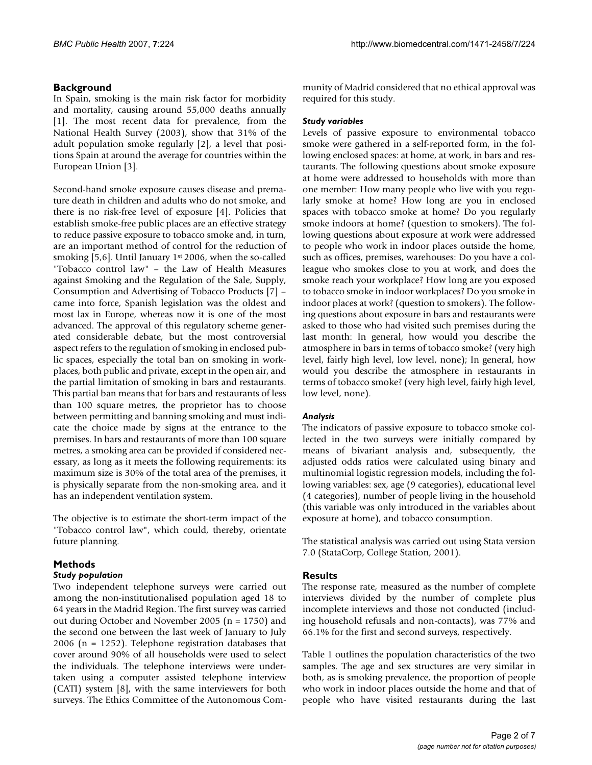## Background

In Spain, smoking is the main risk factor for morbidity and mortality, causing around 55,000 deaths annually [1]. The most recent data for prevalence, from the National Health Survey (2003), show that 31% of the adult population smoke regularly [2], a level that positions Spain at around the average for countries within the European Union [3].

Second-hand smoke exposure causes disease and premature death in children and adults who do not smoke, and there is no risk-free level of exposure [4]. Policies that establish smoke-free public places are an effective strategy to reduce passive exposure to tobacco smoke and, in turn, are an important method of control for the reduction of smoking [5,6]. Until January 1st 2006, when the so-called "Tobacco control law" – the Law of Health Measures against Smoking and the Regulation of the Sale, Supply, Consumption and Advertising of Tobacco Products [7] – came into force, Spanish legislation was the oldest and most lax in Europe, whereas now it is one of the most advanced. The approval of this regulatory scheme generated considerable debate, but the most controversial aspect refers to the regulation of smoking in enclosed public spaces, especially the total ban on smoking in workplaces, both public and private, except in the open air, and the partial limitation of smoking in bars and restaurants. This partial ban means that for bars and restaurants of less than 100 square metres, the proprietor has to choose between permitting and banning smoking and must indicate the choice made by signs at the entrance to the premises. In bars and restaurants of more than 100 square metres, a smoking area can be provided if considered necessary, as long as it meets the following requirements: its maximum size is 30% of the total area of the premises, it is physically separate from the non-smoking area, and it has an independent ventilation system.

The objective is to estimate the short-term impact of the "Tobacco control law", which could, thereby, orientate future planning.

## Methods

### Study population

Two independent telephone surveys were carried out among the non-institutionalised population aged 18 to 64 years in the Madrid Region. The first survey was carried out during October and November 2005 (n = 1750) and the second one between the last week of January to July 2006 (n = 1252). Telephone registration databases that cover around 90% of all households were used to select the individuals. The telephone interviews were undertaken using a computer assisted telephone interview (CATI) system [8], with the same interviewers for both surveys. The Ethics Committee of the Autonomous Community of Madrid considered that no ethical approval was required for this study.

### Study variables

Levels of passive exposure to environmental tobacco smoke were gathered in a self-reported form, in the following enclosed spaces: at home, at work, in bars and restaurants. The following questions about smoke exposure at home were addressed to households with more than one member: How many people who live with you regularly smoke at home? How long are you in enclosed spaces with tobacco smoke at home? Do you regularly smoke indoors at home? (question to smokers). The following questions about exposure at work were addressed to people who work in indoor places outside the home, such as offices, premises, warehouses: Do you have a colleague who smokes close to you at work, and does the smoke reach your workplace? How long are you exposed to tobacco smoke in indoor workplaces? Do you smoke in indoor places at work? (question to smokers). The following questions about exposure in bars and restaurants were asked to those who had visited such premises during the last month: In general, how would you describe the atmosphere in bars in terms of tobacco smoke? (very high level, fairly high level, low level, none); In general, how would you describe the atmosphere in restaurants in terms of tobacco smoke? (very high level, fairly high level, low level, none).

### Analysis

The indicators of passive exposure to tobacco smoke collected in the two surveys were initially compared by means of bivariant analysis and, subsequently, the adjusted odds ratios were calculated using binary and multinomial logistic regression models, including the following variables: sex, age (9 categories), educational level (4 categories), number of people living in the household (this variable was only introduced in the variables about exposure at home), and tobacco consumption.

The statistical analysis was carried out using Stata version 7.0 (StataCorp, College Station, 2001).

## Results

The response rate, measured as the number of complete interviews divided by the number of complete plus incomplete interviews and those not conducted (including household refusals and non-contacts), was 77% and 66.1% for the first and second surveys, respectively.

Table 1 outlines the population characteristics of the two samples. The age and sex structures are very similar in both, as is smoking prevalence, the proportion of people who work in indoor places outside the home and that of people who have visited restaurants during the last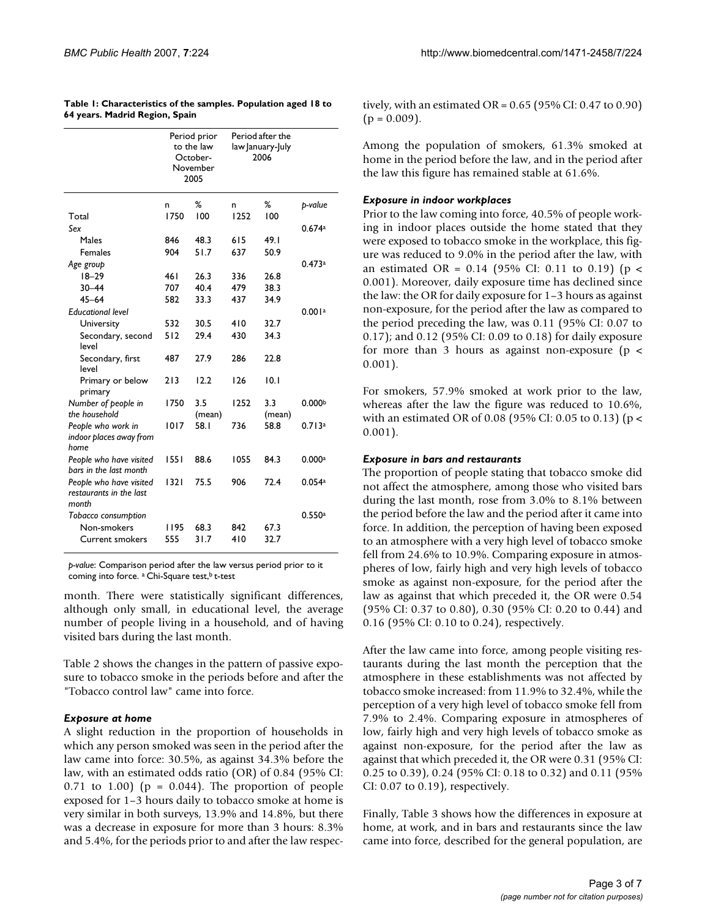**Table 1: Characteristics of the samples. Population aged 18 to 64 years. Madrid Region, Spain**

| | Period prior to the law October-November 2005 | | Period after the law January-July 2006 | | |
|---|---|---|---|---|---|
| | n | % | n | % | p-value |
| Total | 1750 | 100 | 1252 | 100 | |
| *Sex* | | | | | 0.674[a] |
| Males | 846 | 48.3 | 615 | 49.1 | |
| Females | 904 | 51.7 | 637 | 50.9 | |
| *Age group* | | | | | 0.473[a] |
| 18–29 | 461 | 26.3 | 336 | 26.8 | |
| 30–44 | 707 | 40.4 | 479 | 38.3 | |
| 45–64 | 582 | 33.3 | 437 | 34.9 | |
| *Educational level* | | | | | 0.001[a] |
| University | 532 | 30.5 | 410 | 32.7 | |
| Secondary, second level | 512 | 29.4 | 430 | 34.3 | |
| Secondary, first level | 487 | 27.9 | 286 | 22.8 | |
| Primary or below primary | 213 | 12.2 | 126 | 10.1 | |
| *Number of people in the household* | 1750 | 3.5 (mean) | 1252 | 3.3 (mean) | 0.000[b] |
| *People who work in indoor places away from home* | 1017 | 58.1 | 736 | 58.8 | 0.713[a] |
| *People who have visited bars in the last month* | 1551 | 88.6 | 1055 | 84.3 | 0.000[a] |
| *People who have visited restaurants in the last month* | 1321 | 75.5 | 906 | 72.4 | 0.054[a] |
| *Tobacco consumption* | | | | | 0.550[a] |
| Non-smokers | 1195 | 68.3 | 842 | 67.3 | |
| Current smokers | 555 | 31.7 | 410 | 32.7 | |

*p-value*: Comparison period after the law versus period prior to it coming into force. [a] Chi-Square test, [b] t-test

month. There were statistically significant differences, although only small, in educational level, the average number of people living in a household, and of having visited bars during the last month.

Table 2 shows the changes in the pattern of passive exposure to tobacco smoke in the periods before and after the "Tobacco control law" came into force.

### *Exposure at home*

A slight reduction in the proportion of households in which any person smoked was seen in the period after the law came into force: 30.5%, as against 34.3% before the law, with an estimated odds ratio (OR) of 0.84 (95% CI: 0.71 to 1.00) ($p = 0.044$). The proportion of people exposed for 1–3 hours daily to tobacco smoke at home is very similar in both surveys, 13.9% and 14.8%, but there was a decrease in exposure for more than 3 hours: 8.3% and 5.4%, for the periods prior to and after the law respectively, with an estimated OR = 0.65 (95% CI: 0.47 to 0.90) ($p = 0.009$).

Among the population of smokers, 61.3% smoked at home in the period before the law, and in the period after the law this figure has remained stable at 61.6%.

### *Exposure in indoor workplaces*

Prior to the law coming into force, 40.5% of people working in indoor places outside the home stated that they were exposed to tobacco smoke in the workplace, this figure was reduced to 9.0% in the period after the law, with an estimated OR = 0.14 (95% CI: 0.11 to 0.19) ($p < 0.001$). Moreover, daily exposure time has declined since the law: the OR for daily exposure for 1–3 hours as against non-exposure, for the period after the law as compared to the period preceding the law, was 0.11 (95% CI: 0.07 to 0.17); and 0.12 (95% CI: 0.09 to 0.18) for daily exposure for more than 3 hours as against non-exposure ($p < 0.001$).

For smokers, 57.9% smoked at work prior to the law, whereas after the law the figure was reduced to 10.6%, with an estimated OR of 0.08 (95% CI: 0.05 to 0.13) ($p < 0.001$).

### *Exposure in bars and restaurants*

The proportion of people stating that tobacco smoke did not affect the atmosphere, among those who visited bars during the last month, rose from 3.0% to 8.1% between the period before the law and the period after it came into force. In addition, the perception of having been exposed to an atmosphere with a very high level of tobacco smoke fell from 24.6% to 10.9%. Comparing exposure in atmospheres of low, fairly high and very high levels of tobacco smoke as against non-exposure, for the period after the law as against that which preceded it, the OR were 0.54 (95% CI: 0.37 to 0.80), 0.30 (95% CI: 0.20 to 0.44) and 0.16 (95% CI: 0.10 to 0.24), respectively.

After the law came into force, among people visiting restaurants during the last month the perception that the atmosphere in these establishments was not affected by tobacco smoke increased: from 11.9% to 32.4%, while the perception of a very high level of tobacco smoke fell from 7.9% to 2.4%. Comparing exposure in atmospheres of low, fairly high and very high levels of tobacco smoke as against non-exposure, for the period after the law as against that which preceded it, the OR were 0.31 (95% CI: 0.25 to 0.39), 0.24 (95% CI: 0.18 to 0.32) and 0.11 (95% CI: 0.07 to 0.19), respectively.

Finally, Table 3 shows how the differences in exposure at home, at work, and in bars and restaurants since the law came into force, described for the general population, are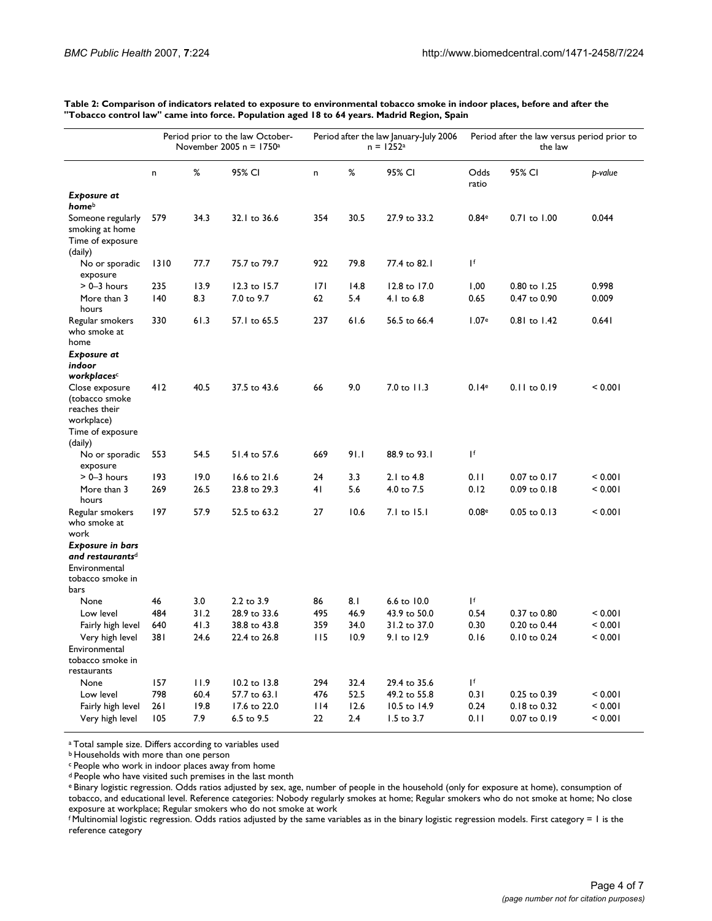**Table 2: Comparison of indicators related to exposure to environmental tobacco smoke in indoor places, before and after the "Tobacco control law" came into force. Population aged 18 to 64 years. Madrid Region, Spain**

| | Period prior to the law October-November 2005 n = 1750[a] | | | Period after the law January-July 2006 n = 1252[a] | | | Period after the law versus period prior to the law | | |
|---|---|---|---|---|---|---|---|---|---|
| | n | % | 95% CI | n | % | 95% CI | Odds ratio | 95% CI | *p-value* |
| ***Exposure at home***[b] | | | | | | | | | |
| Someone regularly smoking at home | 579 | 34.3 | 32.1 to 36.6 | 354 | 30.5 | 27.9 to 33.2 | 0.84[e] | 0.71 to 1.00 | 0.044 |
| Time of exposure (daily) | | | | | | | | | |
| No or sporadic exposure | 1310 | 77.7 | 75.7 to 79.7 | 922 | 79.8 | 77.4 to 82.1 | 1[f] | | |
| > 0–3 hours | 235 | 13.9 | 12.3 to 15.7 | 171 | 14.8 | 12.8 to 17.0 | 1,00 | 0.80 to 1.25 | 0.998 |
| More than 3 hours | 140 | 8.3 | 7.0 to 9.7 | 62 | 5.4 | 4.1 to 6.8 | 0.65 | 0.47 to 0.90 | 0.009 |
| Regular smokers who smoke at home | 330 | 61.3 | 57.1 to 65.5 | 237 | 61.6 | 56.5 to 66.4 | 1.07[e] | 0.81 to 1.42 | 0.641 |
| ***Exposure at indoor workplaces***[c] | | | | | | | | | |
| Close exposure (tobacco smoke reaches their workplace) | 412 | 40.5 | 37.5 to 43.6 | 66 | 9.0 | 7.0 to 11.3 | 0.14[e] | 0.11 to 0.19 | < 0.001 |
| Time of exposure (daily) | | | | | | | | | |
| No or sporadic exposure | 553 | 54.5 | 51.4 to 57.6 | 669 | 91.1 | 88.9 to 93.1 | 1[f] | | |
| > 0–3 hours | 193 | 19.0 | 16.6 to 21.6 | 24 | 3.3 | 2.1 to 4.8 | 0.11 | 0.07 to 0.17 | < 0.001 |
| More than 3 hours | 269 | 26.5 | 23.8 to 29.3 | 41 | 5.6 | 4.0 to 7.5 | 0.12 | 0.09 to 0.18 | < 0.001 |
| Regular smokers who smoke at work | 197 | 57.9 | 52.5 to 63.2 | 27 | 10.6 | 7.1 to 15.1 | 0.08[e] | 0.05 to 0.13 | < 0.001 |
| ***Exposure in bars and restaurants***[d] | | | | | | | | | |
| Environmental tobacco smoke in bars | | | | | | | | | |
| None | 46 | 3.0 | 2.2 to 3.9 | 86 | 8.1 | 6.6 to 10.0 | 1[f] | | |
| Low level | 484 | 31.2 | 28.9 to 33.6 | 495 | 46.9 | 43.9 to 50.0 | 0.54 | 0.37 to 0.80 | < 0.001 |
| Fairly high level | 640 | 41.3 | 38.8 to 43.8 | 359 | 34.0 | 31.2 to 37.0 | 0.30 | 0.20 to 0.44 | < 0.001 |
| Very high level | 381 | 24.6 | 22.4 to 26.8 | 115 | 10.9 | 9.1 to 12.9 | 0.16 | 0.10 to 0.24 | < 0.001 |
| Environmental tobacco smoke in restaurants | | | | | | | | | |
| None | 157 | 11.9 | 10.2 to 13.8 | 294 | 32.4 | 29.4 to 35.6 | 1[f] | | |
| Low level | 798 | 60.4 | 57.7 to 63.1 | 476 | 52.5 | 49.2 to 55.8 | 0.31 | 0.25 to 0.39 | < 0.001 |
| Fairly high level | 261 | 19.8 | 17.6 to 22.0 | 114 | 12.6 | 10.5 to 14.9 | 0.24 | 0.18 to 0.32 | < 0.001 |
| Very high level | 105 | 7.9 | 6.5 to 9.5 | 22 | 2.4 | 1.5 to 3.7 | 0.11 | 0.07 to 0.19 | < 0.001 |

[a] Total sample size. Differs according to variables used

[b] Households with more than one person

[c] People who work in indoor places away from home

[d] People who have visited such premises in the last month

[e] Binary logistic regression. Odds ratios adjusted by sex, age, number of people in the household (only for exposure at home), consumption of tobacco, and educational level. Reference categories: Nobody regularly smokes at home; Regular smokers who do not smoke at home; No close exposure at workplace; Regular smokers who do not smoke at work

[f] Multinomial logistic regression. Odds ratios adjusted by the same variables as in the binary logistic regression models. First category = 1 is the reference category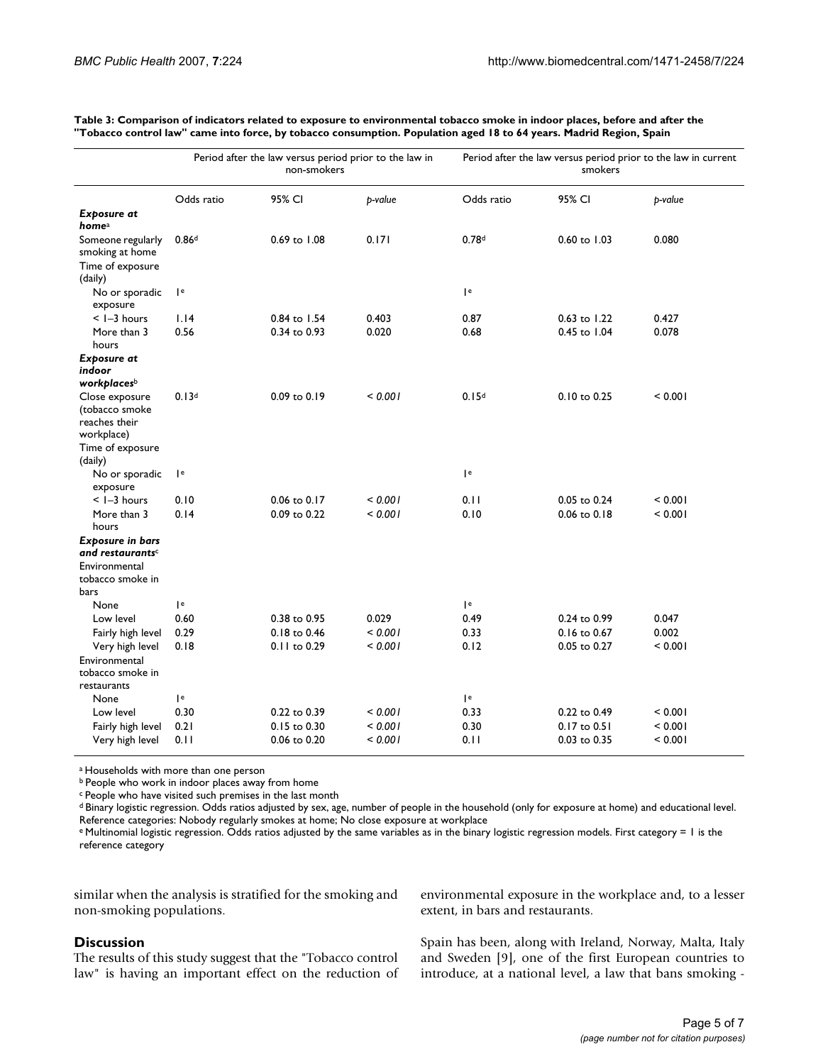**Table 3: Comparison of indicators related to exposure to environmental tobacco smoke in indoor places, before and after the "Tobacco control law" came into force, by tobacco consumption. Population aged 18 to 64 years. Madrid Region, Spain**

| | Period after the law versus period prior to the law in non-smokers | | | Period after the law versus period prior to the law in current smokers | | |
|---|---|---|---|---|---|---|
| | Odds ratio | 95% CI | *p-value* | Odds ratio | 95% CI | *p-value* |
| ***Exposure at home***[a] | | | | | | |
| Someone regularly smoking at home | 0.86[d] | 0.69 to 1.08 | 0.171 | 0.78[d] | 0.60 to 1.03 | 0.080 |
| Time of exposure (daily) | | | | | | |
| No or sporadic exposure | 1[e] | | | 1[e] | | |
| < 1–3 hours | 1.14 | 0.84 to 1.54 | 0.403 | 0.87 | 0.63 to 1.22 | 0.427 |
| More than 3 hours | 0.56 | 0.34 to 0.93 | 0.020 | 0.68 | 0.45 to 1.04 | 0.078 |
| ***Exposure at indoor workplaces***[b] | | | | | | |
| Close exposure (tobacco smoke reaches their workplace) | 0.13[d] | 0.09 to 0.19 | *< 0.001* | 0.15[d] | 0.10 to 0.25 | < 0.001 |
| Time of exposure (daily) | | | | | | |
| No or sporadic exposure | 1[e] | | | 1[e] | | |
| < 1–3 hours | 0.10 | 0.06 to 0.17 | *< 0.001* | 0.11 | 0.05 to 0.24 | < 0.001 |
| More than 3 hours | 0.14 | 0.09 to 0.22 | *< 0.001* | 0.10 | 0.06 to 0.18 | < 0.001 |
| ***Exposure in bars and restaurants***[c] | | | | | | |
| Environmental tobacco smoke in bars | | | | | | |
| None | 1[e] | | | 1[e] | | |
| Low level | 0.60 | 0.38 to 0.95 | 0.029 | 0.49 | 0.24 to 0.99 | 0.047 |
| Fairly high level | 0.29 | 0.18 to 0.46 | *< 0.001* | 0.33 | 0.16 to 0.67 | 0.002 |
| Very high level | 0.18 | 0.11 to 0.29 | *< 0.001* | 0.12 | 0.05 to 0.27 | < 0.001 |
| Environmental tobacco smoke in restaurants | | | | | | |
| None | 1[e] | | | 1[e] | | |
| Low level | 0.30 | 0.22 to 0.39 | *< 0.001* | 0.33 | 0.22 to 0.49 | < 0.001 |
| Fairly high level | 0.21 | 0.15 to 0.30 | *< 0.001* | 0.30 | 0.17 to 0.51 | < 0.001 |
| Very high level | 0.11 | 0.06 to 0.20 | *< 0.001* | 0.11 | 0.03 to 0.35 | < 0.001 |

[a] Households with more than one person
[b] People who work in indoor places away from home
[c] People who have visited such premises in the last month
[d] Binary logistic regression. Odds ratios adjusted by sex, age, number of people in the household (only for exposure at home) and educational level. Reference categories: Nobody regularly smokes at home; No close exposure at workplace
[e] Multinomial logistic regression. Odds ratios adjusted by the same variables as in the binary logistic regression models. First category = 1 is the reference category

similar when the analysis is stratified for the smoking and non-smoking populations.

## Discussion

The results of this study suggest that the "Tobacco control law" is having an important effect on the reduction of environmental exposure in the workplace and, to a lesser extent, in bars and restaurants.

Spain has been, along with Ireland, Norway, Malta, Italy and Sweden [9], one of the first European countries to introduce, at a national level, a law that bans smoking -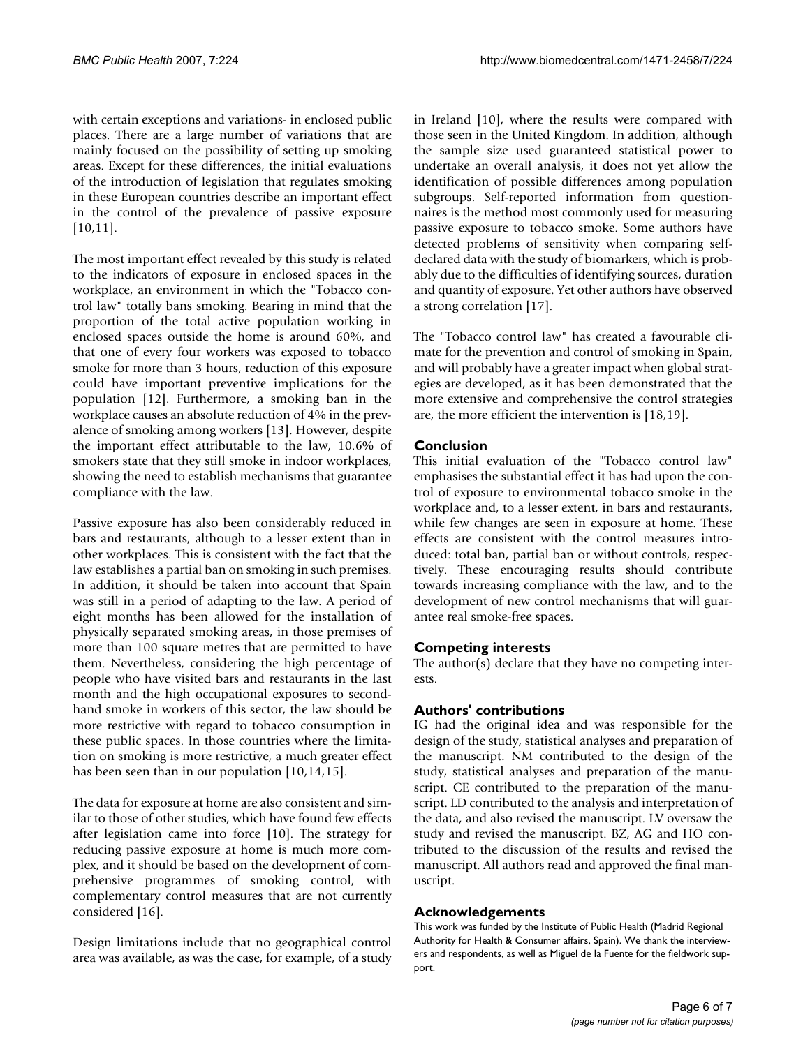with certain exceptions and variations- in enclosed public places. There are a large number of variations that are mainly focused on the possibility of setting up smoking areas. Except for these differences, the initial evaluations of the introduction of legislation that regulates smoking in these European countries describe an important effect in the control of the prevalence of passive exposure [10,11].

The most important effect revealed by this study is related to the indicators of exposure in enclosed spaces in the workplace, an environment in which the "Tobacco control law" totally bans smoking. Bearing in mind that the proportion of the total active population working in enclosed spaces outside the home is around 60%, and that one of every four workers was exposed to tobacco smoke for more than 3 hours, reduction of this exposure could have important preventive implications for the population [12]. Furthermore, a smoking ban in the workplace causes an absolute reduction of 4% in the prevalence of smoking among workers [13]. However, despite the important effect attributable to the law, 10.6% of smokers state that they still smoke in indoor workplaces, showing the need to establish mechanisms that guarantee compliance with the law.

Passive exposure has also been considerably reduced in bars and restaurants, although to a lesser extent than in other workplaces. This is consistent with the fact that the law establishes a partial ban on smoking in such premises. In addition, it should be taken into account that Spain was still in a period of adapting to the law. A period of eight months has been allowed for the installation of physically separated smoking areas, in those premises of more than 100 square metres that are permitted to have them. Nevertheless, considering the high percentage of people who have visited bars and restaurants in the last month and the high occupational exposures to second-hand smoke in workers of this sector, the law should be more restrictive with regard to tobacco consumption in these public spaces. In those countries where the limitation on smoking is more restrictive, a much greater effect has been seen than in our population [10,14,15].

The data for exposure at home are also consistent and similar to those of other studies, which have found few effects after legislation came into force [10]. The strategy for reducing passive exposure at home is much more complex, and it should be based on the development of comprehensive programmes of smoking control, with complementary control measures that are not currently considered [16].

Design limitations include that no geographical control area was available, as was the case, for example, of a study in Ireland [10], where the results were compared with those seen in the United Kingdom. In addition, although the sample size used guaranteed statistical power to undertake an overall analysis, it does not yet allow the identification of possible differences among population subgroups. Self-reported information from questionnaires is the method most commonly used for measuring passive exposure to tobacco smoke. Some authors have detected problems of sensitivity when comparing self-declared data with the study of biomarkers, which is probably due to the difficulties of identifying sources, duration and quantity of exposure. Yet other authors have observed a strong correlation [17].

The "Tobacco control law" has created a favourable climate for the prevention and control of smoking in Spain, and will probably have a greater impact when global strategies are developed, as it has been demonstrated that the more extensive and comprehensive the control strategies are, the more efficient the intervention is [18,19].

## Conclusion

This initial evaluation of the "Tobacco control law" emphasises the substantial effect it has had upon the control of exposure to environmental tobacco smoke in the workplace and, to a lesser extent, in bars and restaurants, while few changes are seen in exposure at home. These effects are consistent with the control measures introduced: total ban, partial ban or without controls, respectively. These encouraging results should contribute towards increasing compliance with the law, and to the development of new control mechanisms that will guarantee real smoke-free spaces.

## Competing interests

The author(s) declare that they have no competing interests.

## Authors' contributions

IG had the original idea and was responsible for the design of the study, statistical analyses and preparation of the manuscript. NM contributed to the design of the study, statistical analyses and preparation of the manuscript. CE contributed to the preparation of the manuscript. LD contributed to the analysis and interpretation of the data, and also revised the manuscript. LV oversaw the study and revised the manuscript. BZ, AG and HO contributed to the discussion of the results and revised the manuscript. All authors read and approved the final manuscript.

## Acknowledgements

This work was funded by the Institute of Public Health (Madrid Regional Authority for Health & Consumer affairs, Spain). We thank the interviewers and respondents, as well as Miguel de la Fuente for the fieldwork support.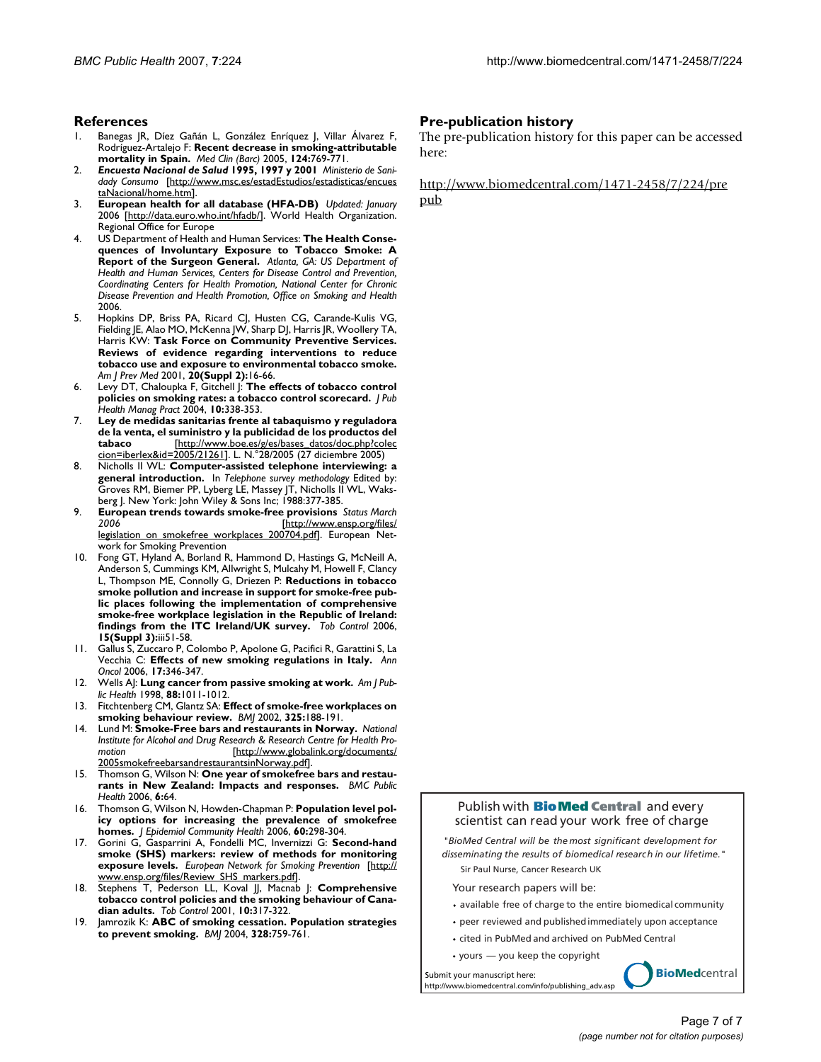## References

1. Banegas JR, Díez Gañán L, González Enríquez J, Villar Álvarez F, Rodríguez-Artalejo F: **Recent decrease in smoking-attributable mortality in Spain.** *Med Clin (Barc)* 2005, **124:**769-771.
2. ***Encuesta Nacional de Salud* 1995, 1997 y 2001** *Ministerio de Sanidady Consumo* [http://www.msc.es/estadEstudios/estadisticas/encuestaNacional/home.htm].
3. **European health for all database (HFA-DB)** *Updated: January 2006* [http://data.euro.who.int/hfadb/]. World Health Organization. Regional Office for Europe
4. US Department of Health and Human Services: **The Health Consequences of Involuntary Exposure to Tobacco Smoke: A Report of the Surgeon General.** *Atlanta, GA: US Department of Health and Human Services, Centers for Disease Control and Prevention, Coordinating Centers for Health Promotion, National Center for Chronic Disease Prevention and Health Promotion, Office on Smoking and Health* 2006.
5. Hopkins DP, Briss PA, Ricard CJ, Husten CG, Carande-Kulis VG, Fielding JE, Alao MO, McKenna JW, Sharp DJ, Harris JR, Woollery TA, Harris KW: **Task Force on Community Preventive Services. Reviews of evidence regarding interventions to reduce tobacco use and exposure to environmental tobacco smoke.** *Am J Prev Med* 2001, **20(Suppl 2):**16-66.
6. Levy DT, Chaloupka F, Gitchell J: **The effects of tobacco control policies on smoking rates: a tobacco control scorecard.** *J Pub Health Manag Pract* 2004, **10:**338-353.
7. **Ley de medidas sanitarias frente al tabaquismo y reguladora de la venta, el suministro y la publicidad de los productos del tabaco** [http://www.boe.es/g/es/bases_datos/doc.php?coleccion=iberlex&id=2005/21261]. L. N.°28/2005 (27 diciembre 2005)
8. Nicholls II WL: **Computer-assisted telephone interviewing: a general introduction.** In *Telephone survey methodology* Edited by: Groves RM, Biemer PP, Lyberg LE, Massey JT, Nicholls II WL, Waksberg J. New York: John Wiley & Sons Inc; 1988:377-385.
9. **European trends towards smoke-free provisions** *Status March 2006* [http://www.ensp.org/files/legislation_on_smokefree_workplaces_200704.pdf]. European Network for Smoking Prevention
10. Fong GT, Hyland A, Borland R, Hammond D, Hastings G, McNeill A, Anderson S, Cummings KM, Allwright S, Mulcahy M, Howell F, Clancy L, Thompson ME, Connolly G, Driezen P: **Reductions in tobacco smoke pollution and increase in support for smoke-free public places following the implementation of comprehensive smoke-free workplace legislation in the Republic of Ireland: findings from the ITC Ireland/UK survey.** *Tob Control* 2006, **15(Suppl 3):**iii51-58.
11. Gallus S, Zuccaro P, Colombo P, Apolone G, Pacifici R, Garattini S, La Vecchia C: **Effects of new smoking regulations in Italy.** *Ann Oncol* 2006, **17:**346-347.
12. Wells AJ: **Lung cancer from passive smoking at work.** *Am J Public Health* 1998, **88:**1011-1012.
13. Fitchtenberg CM, Glantz SA: **Effect of smoke-free workplaces on smoking behaviour review.** *BMJ* 2002, **325:**188-191.
14. Lund M: **Smoke-Free bars and restaurants in Norway.** *National Institute for Alcohol and Drug Research & Research Centre for Health Promotion* [http://www.globalink.org/documents/2005smokefreebarsandrestaurantsinNorway.pdf].
15. Thomson G, Wilson N: **One year of smokefree bars and restaurants in New Zealand: Impacts and responses.** *BMC Public Health* 2006, **6:**64.
16. Thomson G, Wilson N, Howden-Chapman P: **Population level policy options for increasing the prevalence of smokefree homes.** *J Epidemiol Community Health* 2006, **60:**298-304.
17. Gorini G, Gasparrini A, Fondelli MC, Invernizzi G: **Second-hand smoke (SHS) markers: review of methods for monitoring exposure levels.** *European Network for Smoking Prevention* [http://www.ensp.org/files/Review_SHS_markers.pdf].
18. Stephens T, Pederson LL, Koval JJ, Macnab J: **Comprehensive tobacco control policies and the smoking behaviour of Canadian adults.** *Tob Control* 2001, **10:**317-322.
19. Jamrozik K: **ABC of smoking cessation. Population strategies to prevent smoking.** *BMJ* 2004, **328:**759-761.

## Pre-publication history

The pre-publication history for this paper can be accessed here:

http://www.biomedcentral.com/1471-2458/7/224/prepub

Publish with **BioMed Central** and every scientist can read your work free of charge

*"BioMed Central will be the most significant development for disseminating the results of biomedical research in our lifetime."*

Sir Paul Nurse, Cancer Research UK

Your research papers will be:

- available free of charge to the entire biomedical community
- peer reviewed and published immediately upon acceptance
- cited in PubMed and archived on PubMed Central
- yours — you keep the copyright

Submit your manuscript here:
http://www.biomedcentral.com/info/publishing_adv.asp

BioMedcentral